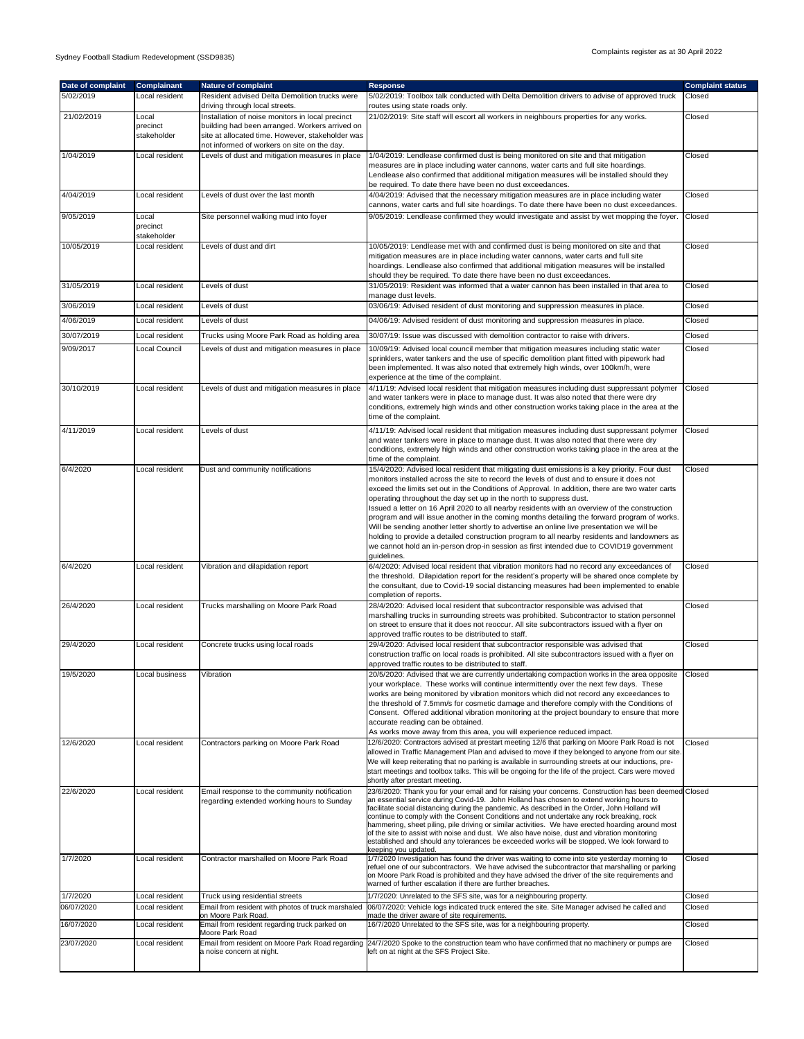Sydney Football Stadium Redevelopment (SSD9835)

Complaints register as at 30 April 2022

| Date of complaint | Complainant | Nature of complaint | Response | Complaint status |
|---|---|---|---|---|
| 5/02/2019 | Local resident | Resident advised Delta Demolition trucks were driving through local streets. | 5/02/2019: Toolbox talk conducted with Delta Demolition drivers to advise of approved truck routes using state roads only. | Closed |
| 21/02/2019 | Local precinct stakeholder | Installation of noise monitors in local precinct building had been arranged. Workers arrived on site at allocated time. However, stakeholder was not informed of workers on site on the day. | 21/02/2019: Site staff will escort all workers in neighbours properties for any works. | Closed |
| 1/04/2019 | Local resident | Levels of dust and mitigation measures in place | 1/04/2019: Lendlease confirmed dust is being monitored on site and that mitigation measures are in place including water cannons, water carts and full site hoardings. Lendlease also confirmed that additional mitigation measures will be installed should they be required. To date there have been no dust exceedances. | Closed |
| 4/04/2019 | Local resident | Levels of dust over the last month | 4/04/2019: Advised that the necessary mitigation measures are in place including water cannons, water carts and full site hoardings. To date there have been no dust exceedances. | Closed |
| 9/05/2019 | Local precinct stakeholder | Site personnel walking mud into foyer | 9/05/2019: Lendlease confirmed they would investigate and assist by wet mopping the foyer. | Closed |
| 10/05/2019 | Local resident | Levels of dust and dirt | 10/05/2019: Lendlease met with and confirmed dust is being monitored on site and that mitigation measures are in place including water cannons, water carts and full site hoardings. Lendlease also confirmed that additional mitigation measures will be installed should they be required. To date there have been no dust exceedances. | Closed |
| 31/05/2019 | Local resident | Levels of dust | 31/05/2019: Resident was informed that a water cannon has been installed in that area to manage dust levels. | Closed |
| 3/06/2019 | Local resident | Levels of dust | 03/06/19: Advised resident of dust monitoring and suppression measures in place. | Closed |
| 4/06/2019 | Local resident | Levels of dust | 04/06/19: Advised resident of dust monitoring and suppression measures in place. | Closed |
| 30/07/2019 | Local resident | Trucks using Moore Park Road as holding area | 30/07/19: Issue was discussed with demolition contractor to raise with drivers. | Closed |
| 9/09/2017 | Local Council | Levels of dust and mitigation measures in place | 10/09/19: Advised local council member that mitigation measures including static water sprinklers, water tankers and the use of specific demolition plant fitted with pipework had been implemented. It was also noted that extremely high winds, over 100km/h, were experience at the time of the complaint. | Closed |
| 30/10/2019 | Local resident | Levels of dust and mitigation measures in place | 4/11/19: Advised local resident that mitigation measures including dust suppressant polymer and water tankers were in place to manage dust. It was also noted that there were dry conditions, extremely high winds and other construction works taking place in the area at the time of the complaint. | Closed |
| 4/11/2019 | Local resident | Levels of dust | 4/11/19: Advised local resident that mitigation measures including dust suppressant polymer and water tankers were in place to manage dust. It was also noted that there were dry conditions, extremely high winds and other construction works taking place in the area at the time of the complaint. | Closed |
| 6/4/2020 | Local resident | Dust and community notifications | 15/4/2020: Advised local resident that mitigating dust emissions is a key priority. Four dust monitors installed across the site to record the levels of dust and to ensure it does not exceed the limits set out in the Conditions of Approval. In addition, there are two water carts operating throughout the day set up in the north to suppress dust.<br>Issued a letter on 16 April 2020 to all nearby residents with an overview of the construction program and will issue another in the coming months detailing the forward program of works. Will be sending another letter shortly to advertise an online live presentation we will be holding to provide a detailed construction program to all nearby residents and landowners as we cannot hold an in-person drop-in session as first intended due to COVID19 government guidelines. | Closed |
| 6/4/2020 | Local resident | Vibration and dilapidation report | 6/4/2020: Advised local resident that vibration monitors had no record any exceedances of the threshold. Dilapidation report for the resident's property will be shared once complete by the consultant, due to Covid-19 social distancing measures had been implemented to enable completion of reports. | Closed |
| 26/4/2020 | Local resident | Trucks marshalling on Moore Park Road | 28/4/2020: Advised local resident that subcontractor responsible was advised that marshalling trucks in surrounding streets was prohibited. Subcontractor to station personnel on street to ensure that it does not reoccur. All site subcontractors issued with a flyer on approved traffic routes to be distributed to staff. | Closed |
| 29/4/2020 | Local resident | Concrete trucks using local roads | 29/4/2020: Advised local resident that subcontractor responsible was advised that construction traffic on local roads is prohibited. All site subcontractors issued with a flyer on approved traffic routes to be distributed to staff. | Closed |
| 19/5/2020 | Local business | Vibration | 20/5/2020: Advised that we are currently undertaking compaction works in the area opposite your workplace. These works will continue intermittently over the next few days. These works are being monitored by vibration monitors which did not record any exceedances to the threshold of 7.5mm/s for cosmetic damage and therefore comply with the Conditions of Consent. Offered additional vibration monitoring at the project boundary to ensure that more accurate reading can be obtained.<br>As works move away from this area, you will experience reduced impact. | Closed |
| 12/6/2020 | Local resident | Contractors parking on Moore Park Road | 12/6/2020: Contractors advised at prestart meeting 12/6 that parking on Moore Park Road is not allowed in Traffic Management Plan and advised to move if they belonged to anyone from our site. We will keep reiterating that no parking is available in surrounding streets at our inductions, pre-start meetings and toolbox talks. This will be ongoing for the life of the project. Cars were moved shortly after prestart meeting. | Closed |
| 22/6/2020 | Local resident | Email response to the community notification regarding extended working hours to Sunday | 23/6/2020: Thank you for your email and for raising your concerns. Construction has been deemed an essential service during Covid-19. John Holland has chosen to extend working hours to facilitate social distancing during the pandemic. As described in the Order, John Holland will continue to comply with the Consent Conditions and not undertake any rock breaking, rock hammering, sheet piling, pile driving or similar activities. We have erected hoarding around most of the site to assist with noise and dust. We also have noise, dust and vibration monitoring established and should any tolerances be exceeded works will be stopped. We look forward to keeping you updated. | Closed |
| 1/7/2020 | Local resident | Contractor marshalled on Moore Park Road | 1/7/2020 Investigation has found the driver was waiting to come into site yesterday morning to refuel one of our subcontractors. We have advised the subcontractor that marshalling or parking on Moore Park Road is prohibited and they have advised the driver of the site requirements and warned of further escalation if there are further breaches. | Closed |
| 1/7/2020 | Local resident | Truck using residential streets | 1/7/2020: Unrelated to the SFS site, was for a neighbouring property. | Closed |
| 06/07/2020 | Local resident | Email from resident with photos of truck marshaled on Moore Park Road. | 06/07/2020: Vehicle logs indicated truck entered the site. Site Manager advised he called and made the driver aware of site requirements. | Closed |
| 16/07/2020 | Local resident | Email from resident regarding truck parked on Moore Park Road | 16/7/2020 Unrelated to the SFS site, was for a neighbouring property. | Closed |
| 23/07/2020 | Local resident | Email from resident on Moore Park Road regarding a noise concern at night. | 24/7/2020 Spoke to the construction team who have confirmed that no machinery or pumps are left on at night at the SFS Project Site. | Closed |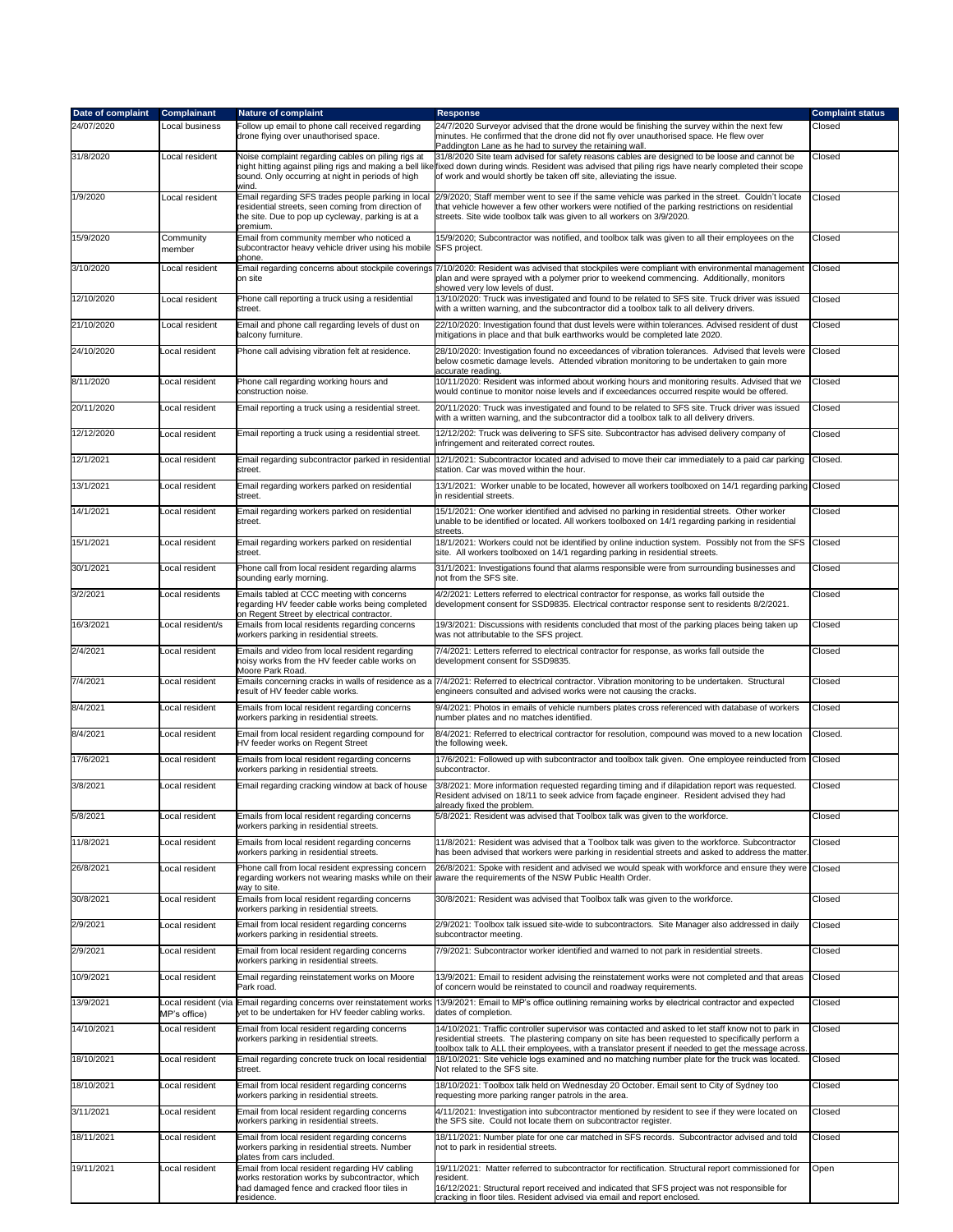| Date of complaint | Complainant | Nature of complaint | Response | Complaint status |
|---|---|---|---|---|
| 24/07/2020 | Local business | Follow up email to phone call received regarding drone flying over unauthorised space. | 24/7/2020 Surveyor advised that the drone would be finishing the survey within the next few minutes. He confirmed that the drone did not fly over unauthorised space. He flew over Paddington Lane as he had to survey the retaining wall. | Closed |
| 31/8/2020 | Local resident | Noise complaint regarding cables on piling rigs at night hitting against piling rigs and making a bell like sound. Only occurring at night in periods of high wind. | 31/8/2020 Site team advised for safety reasons cables are designed to be loose and cannot be fixed down during winds. Resident was advised that piling rigs have nearly completed their scope of work and would shortly be taken off site, alleviating the issue. | Closed |
| 1/9/2020 | Local resident | Email regarding SFS trades people parking in local residential streets, seen coming from direction of the site. Due to pop up cycleway, parking is at a premium. | 2/9/2020; Staff member went to see if the same vehicle was parked in the street. Couldn't locate that vehicle however a few other workers were notified of the parking restrictions on residential streets. Site wide toolbox talk was given to all workers on 3/9/2020. | Closed |
| 15/9/2020 | Community member | Email from community member who noticed a subcontractor heavy vehicle driver using his mobile phone. | 15/9/2020; Subcontractor was notified, and toolbox talk was given to all their employees on the SFS project. | Closed |
| 3/10/2020 | Local resident | Email regarding concerns about stockpile coverings on site | 7/10/2020: Resident was advised that stockpiles were compliant with environmental management plan and were sprayed with a polymer prior to weekend commencing. Additionally, monitors showed very low levels of dust. | Closed |
| 12/10/2020 | Local resident | Phone call reporting a truck using a residential street. | 13/10/2020: Truck was investigated and found to be related to SFS site. Truck driver was issued with a written warning, and the subcontractor did a toolbox talk to all delivery drivers. | Closed |
| 21/10/2020 | Local resident | Email and phone call regarding levels of dust on balcony furniture. | 22/10/2020: Investigation found that dust levels were within tolerances. Advised resident of dust mitigations in place and that bulk earthworks would be completed late 2020. | Closed |
| 24/10/2020 | Local resident | Phone call advising vibration felt at residence. | 28/10/2020: Investigation found no exceedances of vibration tolerances. Advised that levels were below cosmetic damage levels. Attended vibration monitoring to be undertaken to gain more accurate reading. | Closed |
| 8/11/2020 | Local resident | Phone call regarding working hours and construction noise. | 10/11/2020: Resident was informed about working hours and monitoring results. Advised that we would continue to monitor noise levels and if exceedances occurred respite would be offered. | Closed |
| 20/11/2020 | Local resident | Email reporting a truck using a residential street. | 20/11/2020: Truck was investigated and found to be related to SFS site. Truck driver was issued with a written warning, and the subcontractor did a toolbox talk to all delivery drivers. | Closed |
| 12/12/2020 | Local resident | Email reporting a truck using a residential street. | 12/12/202: Truck was delivering to SFS site. Subcontractor has advised delivery company of infringement and reiterated correct routes. | Closed |
| 12/1/2021 | Local resident | Email regarding subcontractor parked in residential street. | 12/1/2021: Subcontractor located and advised to move their car immediately to a paid car parking station. Car was moved within the hour. | Closed. |
| 13/1/2021 | Local resident | Email regarding workers parked on residential street. | 13/1/2021: Worker unable to be located, however all workers toolboxed on 14/1 regarding parking in residential streets. | Closed |
| 14/1/2021 | Local resident | Email regarding workers parked on residential street. | 15/1/2021: One worker identified and advised no parking in residential streets. Other worker unable to be identified or located. All workers toolboxed on 14/1 regarding parking in residential streets. | Closed |
| 15/1/2021 | Local resident | Email regarding workers parked on residential street. | 18/1/2021: Workers could not be identified by online induction system. Possibly not from the SFS site. All workers toolboxed on 14/1 regarding parking in residential streets. | Closed |
| 30/1/2021 | Local resident | Phone call from local resident regarding alarms sounding early morning. | 31/1/2021: Investigations found that alarms responsible were from surrounding businesses and not from the SFS site. | Closed |
| 3/2/2021 | Local residents | Emails tabled at CCC meeting with concerns regarding HV feeder cable works being completed on Regent Street by electrical contractor. | 4/2/2021: Letters referred to electrical contractor for response, as works fall outside the development consent for SSD9835. Electrical contractor response sent to residents 8/2/2021. | Closed |
| 16/3/2021 | Local resident/s | Emails from local residents regarding concerns workers parking in residential streets. | 19/3/2021: Discussions with residents concluded that most of the parking places being taken up was not attributable to the SFS project. | Closed |
| 2/4/2021 | Local resident | Emails and video from local resident regarding noisy works from the HV feeder cable works on Moore Park Road. | 7/4/2021: Letters referred to electrical contractor for response, as works fall outside the development consent for SSD9835. | Closed |
| 7/4/2021 | Local resident | Emails concerning cracks in walls of residence as a result of HV feeder cable works. | 7/4/2021: Referred to electrical contractor. Vibration monitoring to be undertaken. Structural engineers consulted and advised works were not causing the cracks. | Closed |
| 8/4/2021 | Local resident | Emails from local resident regarding concerns workers parking in residential streets. | 9/4/2021: Photos in emails of vehicle numbers plates cross referenced with database of workers number plates and no matches identified. | Closed |
| 8/4/2021 | Local resident | Email from local resident regarding compound for HV feeder works on Regent Street | 8/4/2021: Referred to electrical contractor for resolution, compound was moved to a new location the following week. | Closed. |
| 17/6/2021 | Local resident | Emails from local residents regarding concerns workers parking in residential streets. | 17/6/2021: Followed up with subcontractor and toolbox talk given. One employee reinducted from subcontractor. | Closed |
| 3/8/2021 | Local resident | Email regarding cracking window at back of house | 3/8/2021: More information requested regarding timing and if dilapidation report was requested. Resident advised on 18/11 to seek advice from façade engineer. Resident advised they had already fixed the problem. | Closed |
| 5/8/2021 | Local resident | Emails from local resident regarding concerns workers parking in residential streets. | 5/8/2021: Resident was advised that Toolbox talk was given to the workforce. | Closed |
| 11/8/2021 | Local resident | Emails from local resident regarding concerns workers parking in residential streets. | 11/8/2021: Resident was advised that a Toolbox talk was given to the workforce. Subcontractor has been advised that workers were parking in residential streets and asked to address the matter. | Closed |
| 26/8/2021 | Local resident | Phone call from local resident expressing concern regarding workers not wearing masks while on their way to site. | 26/8/2021: Spoke with resident and advised we would speak with workforce and ensure they were aware the requirements of the NSW Public Health Order. | Closed |
| 30/8/2021 | Local resident | Emails from local resident regarding concerns workers parking in residential streets. | 30/8/2021: Resident was advised that Toolbox talk was given to the workforce. | Closed |
| 2/9/2021 | Local resident | Email from local resident regarding concerns workers parking in residential streets. | 2/9/2021: Toolbox talk issued site-wide to subcontractors. Site Manager also addressed in daily subcontractor meeting. | Closed |
| 2/9/2021 | Local resident | Email from local resident regarding concerns workers parking in residential streets. | 7/9/2021: Subcontractor worker identified and warned to not park in residential streets. | Closed |
| 10/9/2021 | Local resident | Email regarding reinstatement works on Moore Park road. | 13/9/2021: Email to resident advising the reinstatement works were not completed and that areas of concern would be reinstated to council and roadway requirements. | Closed |
| 13/9/2021 | Local resident (via MP's office) | Email regarding concerns over reinstatement works yet to be undertaken for HV feeder cabling works. | 13/9/2021: Email to MP's office outlining remaining works by electrical contractor and expected dates of completion. | Closed |
| 14/10/2021 | Local resident | Email from local resident regarding concerns workers parking in residential streets. | 14/10/2021: Traffic controller supervisor was contacted and asked to let staff know not to park in residential streets. The plastering company on site has been requested to specifically perform a toolbox talk to ALL their employees, with a translator present if needed to get the message across. | Closed |
| 18/10/2021 | Local resident | Email regarding concrete truck on local residential street. | 18/10/2021: Site vehicle logs examined and no matching number plate for the truck was located. Not related to the SFS site. | Closed |
| 18/10/2021 | Local resident | Email from local resident regarding concerns workers parking in residential streets. | 18/10/2021: Toolbox talk held on Wednesday 20 October. Email sent to City of Sydney too requesting more parking ranger patrols in the area. | Closed |
| 3/11/2021 | Local resident | Email from local resident regarding concerns workers parking in residential streets. | 4/11/2021: Investigation into subcontractor mentioned by resident to see if they were located on the SFS site. Could not locate them on subcontractor register. | Closed |
| 18/11/2021 | Local resident | Email from local resident regarding concerns workers parking in residential streets. Number plates from cars included. | 18/11/2021: Number plate for one car matched in SFS records. Subcontractor advised and told not to park in residential streets. | Closed |
| 19/11/2021 | Local resident | Email from local resident regarding HV cabling works restoration works by subcontractor, which had damaged fence and cracked floor tiles in residence. | 19/11/2021: Matter referred to subcontractor for rectification. Structural report commissioned for resident.<br>16/12/2021: Structural report received and indicated that SFS project was not responsible for cracking in floor tiles. Resident advised via email and report enclosed. | Open |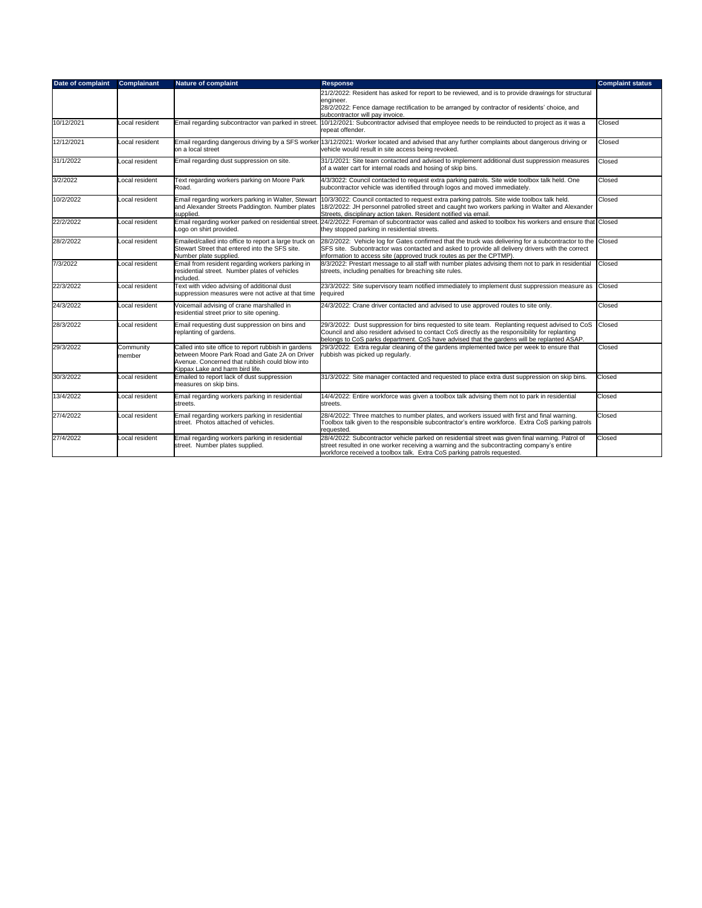| Date of complaint | Complainant | Nature of complaint | Response | Complaint status |
|---|---|---|---|---|
| | | | 21/2/2022: Resident has asked for report to be reviewed, and is to provide drawings for structural engineer.<br>28/2/2022: Fence damage rectification to be arranged by contractor of residents' choice, and subcontractor will pay invoice. | |
| 10/12/2021 | Local resident | Email regarding subcontractor van parked in street. | 10/12/2021: Subcontractor advised that employee needs to be reinducted to project as it was a repeat offender. | Closed |
| 12/12/2021 | Local resident | Email regarding dangerous driving by a SFS worker on a local street | 13/12/2021: Worker located and advised that any further complaints about dangerous driving or vehicle would result in site access being revoked. | Closed |
| 31/1/2022 | Local resident | Email regarding dust suppression on site. | 31/1/2021: Site team contacted and advised to implement additional dust suppression measures of a water cart for internal roads and hosing of skip bins. | Closed |
| 3/2/2022 | Local resident | Text regarding workers parking on Moore Park Road. | 4/3/3022: Council contacted to request extra parking patrols. Site wide toolbox talk held. One subcontractor vehicle was identified through logos and moved immediately. | Closed |
| 10/2/2022 | Local resident | Email regarding workers parking in Walter, Stewart and Alexander Streets Paddington. Number plates supplied. | 10/3/3022: Council contacted to request extra parking patrols. Site wide toolbox talk held.<br>18/2/2022: JH personnel patrolled street and caught two workers parking in Walter and Alexander Streets, disciplinary action taken. Resident notified via email. | Closed |
| 22/2/2022 | Local resident | Email regarding worker parked on residential street. Logo on shirt provided. | 24/2/2022: Foreman of subcontractor was called and asked to toolbox his workers and ensure that they stopped parking in residential streets. | Closed |
| 28/2/2022 | Local resident | Emailed/called into office to report a large truck on Stewart Street that entered into the SFS site. Number plate supplied. | 28/2/2022: Vehicle log for Gates confirmed that the truck was delivering for a subcontractor to the SFS site. Subcontractor was contacted and asked to provide all delivery drivers with the correct information to access site (approved truck routes as per the CPTMP). | Closed |
| 7/3/2022 | Local resident | Email from resident regarding workers parking in residential street. Number plates of vehicles included. | 8/3/2022: Prestart message to all staff with number plates advising them not to park in residential streets, including penalties for breaching site rules. | Closed |
| 22/3/2022 | Local resident | Text with video advising of additional dust suppression measures were not active at that time | 23/3/2022: Site supervisory team notified immediately to implement dust suppression measure as required | Closed |
| 24/3/2022 | Local resident | Voicemail advising of crane marshalled in residential street prior to site opening. | 24/3/2022: Crane driver contacted and advised to use approved routes to site only. | Closed |
| 28/3/2022 | Local resident | Email requesting dust suppression on bins and replanting of gardens. | 29/3/2022: Dust suppression for bins requested to site team. Replanting request advised to CoS Council and also resident advised to contact CoS directly as the responsibility for replanting belongs to CoS parks department. CoS have advised that the gardens will be replanted ASAP. | Closed |
| 29/3/2022 | Community member | Called into site office to report rubbish in gardens between Moore Park Road and Gate 2A on Driver Avenue. Concerned that rubbish could blow into Kippax Lake and harm bird life. | 29/3/2022: Extra regular cleaning of the gardens implemented twice per week to ensure that rubbish was picked up regularly. | Closed |
| 30/3/2022 | Local resident | Emailed to report lack of dust suppression measures on skip bins. | 31/3/2022: Site manager contacted and requested to place extra dust suppression on skip bins. | Closed |
| 13/4/2022 | Local resident | Email regarding workers parking in residential streets. | 14/4/2022: Entire workforce was given a toolbox talk advising them not to park in residential streets. | Closed |
| 27/4/2022 | Local resident | Email regarding workers parking in residential street. Photos attached of vehicles. | 28/4/2022: Three matches to number plates, and workers issued with first and final warning. Toolbox talk given to the responsible subcontractor's entire workforce. Extra CoS parking patrols requested. | Closed |
| 27/4/2022 | Local resident | Email regarding workers parking in residential street. Number plates supplied. | 28/4/2022: Subcontractor vehicle parked on residential street was given final warning. Patrol of street resulted in one worker receiving a warning and the subcontracting company's entire workforce received a toolbox talk. Extra CoS parking patrols requested. | Closed |